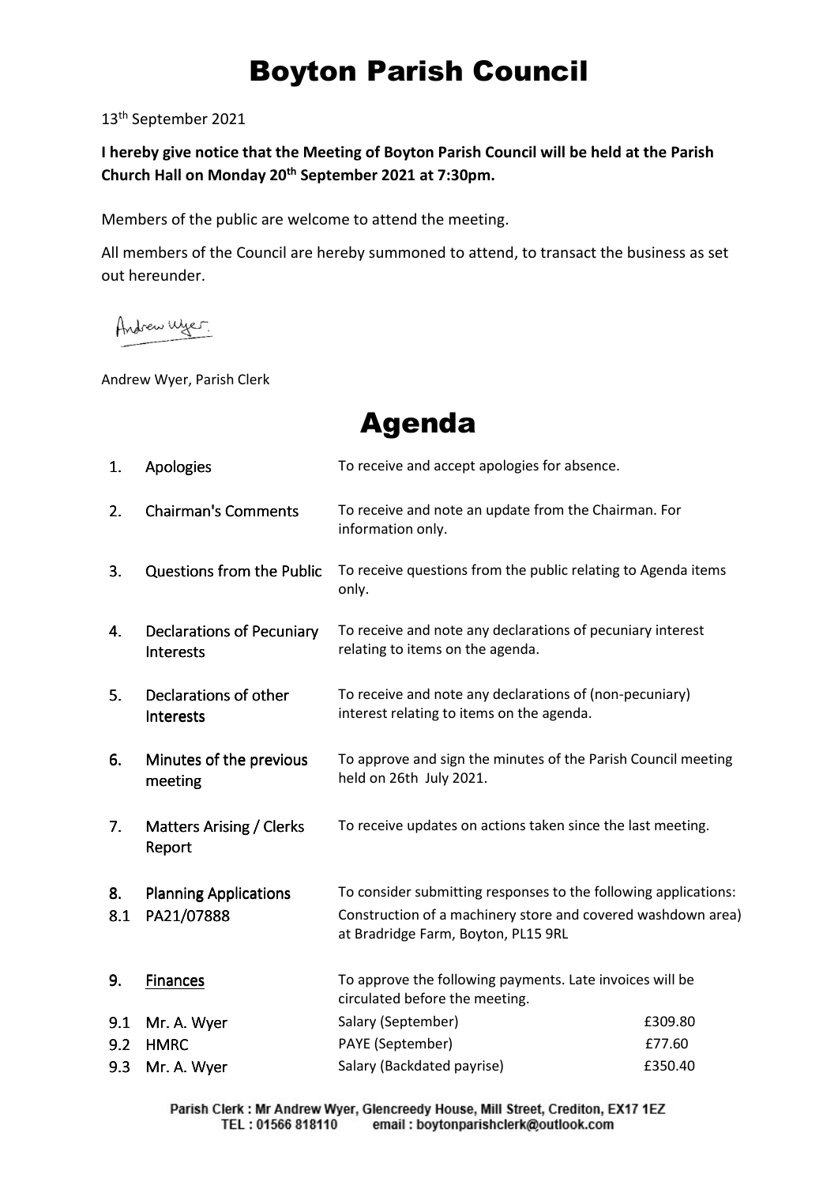# Boyton Parish Council

13th September 2021

**I hereby give notice that the Meeting of Boyton Parish Council will be held at the Parish Church Hall on Monday 20th September 2021 at 7:30pm.**

Members of the public are welcome to attend the meeting.

All members of the Council are hereby summoned to attend, to transact the business as set out hereunder.

Andrew Wyer.

Andrew Wyer, Parish Clerk

# Agenda

| | | | |
|---|---|---|---|
| 1. | Apologies | To receive and accept apologies for absence. | |
| 2. | Chairman's Comments | To receive and note an update from the Chairman. For information only. | |
| 3. | Questions from the Public | To receive questions from the public relating to Agenda items only. | |
| 4. | Declarations of Pecuniary Interests | To receive and note any declarations of pecuniary interest relating to items on the agenda. | |
| 5. | Declarations of other Interests | To receive and note any declarations of (non-pecuniary) interest relating to items on the agenda. | |
| 6. | Minutes of the previous meeting | To approve and sign the minutes of the Parish Council meeting held on 26th July 2021. | |
| 7. | Matters Arising / Clerks Report | To receive updates on actions taken since the last meeting. | |
| 8. | Planning Applications | To consider submitting responses to the following applications: | |
| 8.1 | PA21/07888 | Construction of a machinery store and covered washdown area) at Bradridge Farm, Boyton, PL15 9RL | |
| 9. | <u>Finances</u> | To approve the following payments. Late invoices will be circulated before the meeting. | |
| 9.1 | Mr. A. Wyer | Salary (September) | £309.80 |
| 9.2 | HMRC | PAYE (September) | £77.60 |
| 9.3 | Mr. A. Wyer | Salary (Backdated payrise) | £350.40 |

Parish Clerk : Mr Andrew Wyer, Glencreedy House, Mill Street, Crediton, EX17 1EZ
TEL : 01566 818110 email : boytonparishclerk@outlook.com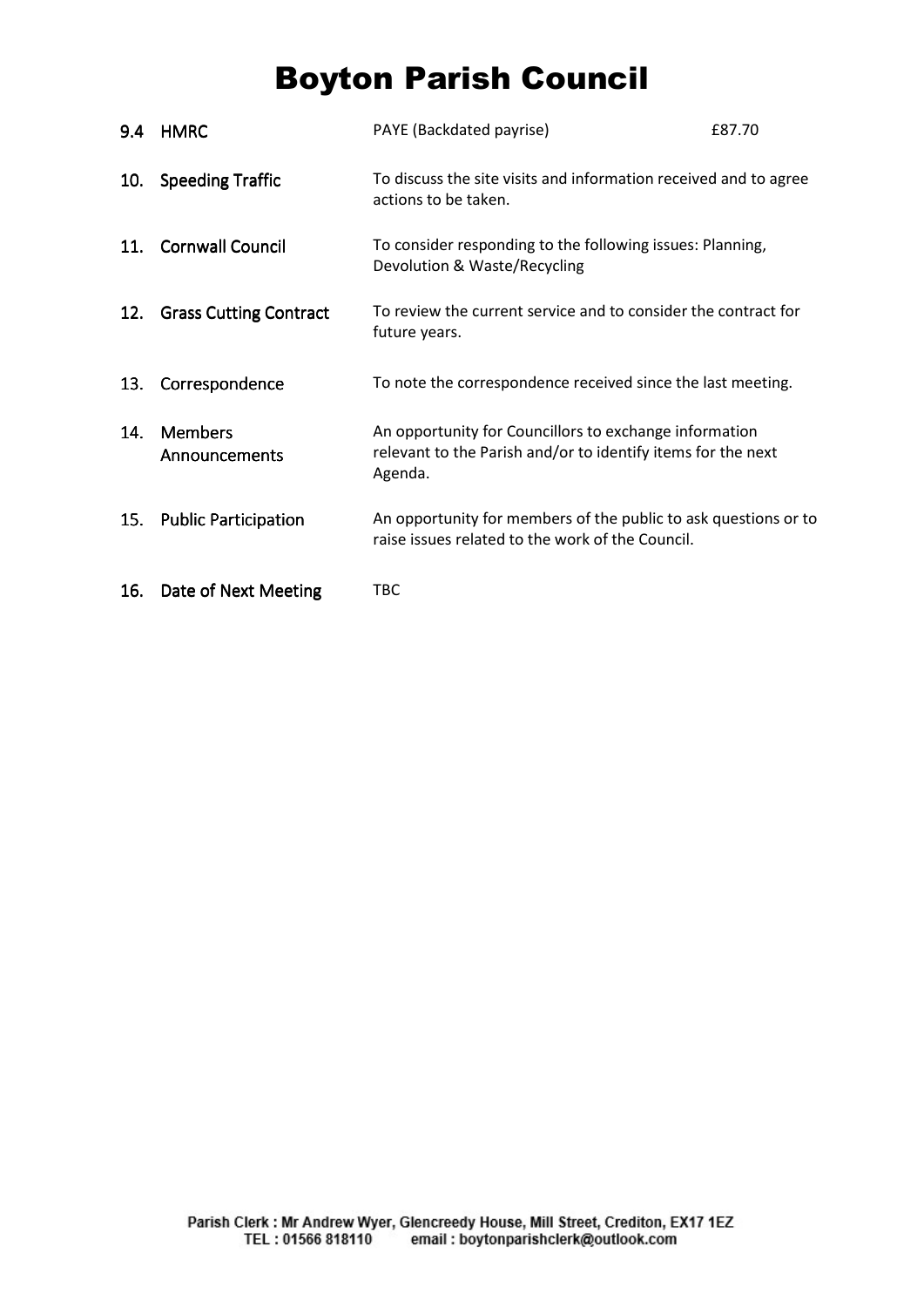# Boyton Parish Council

| | | | |
|---|---|---|---|
| 9.4 | HMRC | PAYE (Backdated payrise) | £87.70 |
| 10. | Speeding Traffic | To discuss the site visits and information received and to agree actions to be taken. | |
| 11. | Cornwall Council | To consider responding to the following issues: Planning, Devolution & Waste/Recycling | |
| 12. | Grass Cutting Contract | To review the current service and to consider the contract for future years. | |
| 13. | Correspondence | To note the correspondence received since the last meeting. | |
| 14. | Members Announcements | An opportunity for Councillors to exchange information relevant to the Parish and/or to identify items for the next Agenda. | |
| 15. | Public Participation | An opportunity for members of the public to ask questions or to raise issues related to the work of the Council. | |
| 16. | Date of Next Meeting | TBC | |

Parish Clerk : Mr Andrew Wyer, Glencreedy House, Mill Street, Crediton, EX17 1EZ
TEL : 01566 818110 email : boytonparishclerk@outlook.com